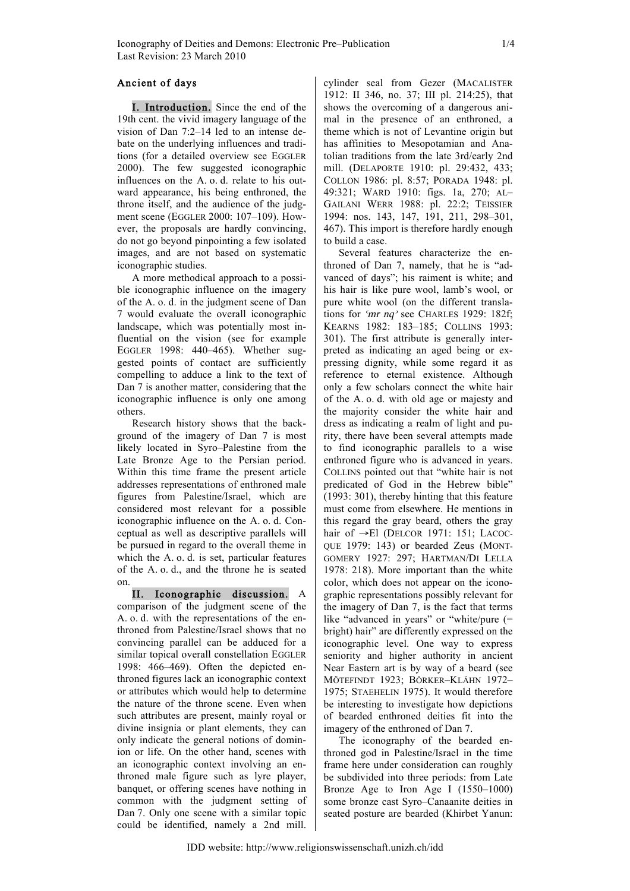# Ancient of days

**I. Introduction.** Since the end of the 19th cent. the vivid imagery language of the vision of Dan 7:2–14 led to an intense debate on the underlying influences and traditions (for a detailed overview see EGGLER 2000). The few suggested iconographic influences on the A. o. d. relate to his outward appearance, his being enthroned, the throne itself, and the audience of the judgment scene (EGGLER 2000: 107–109). However, the proposals are hardly convincing, do not go beyond pinpointing a few isolated images, and are not based on systematic iconographic studies.

A more methodical approach to a possible iconographic influence on the imagery of the A. o. d. in the judgment scene of Dan 7 would evaluate the overall iconographic landscape, which was potentially most influential on the vision (see for example EGGLER 1998: 440–465). Whether suggested points of contact are sufficiently compelling to adduce a link to the text of Dan 7 is another matter, considering that the iconographic influence is only one among others.

Research history shows that the background of the imagery of Dan 7 is most likely located in Syro–Palestine from the Late Bronze Age to the Persian period. Within this time frame the present article addresses representations of enthroned male figures from Palestine/Israel, which are considered most relevant for a possible iconographic influence on the A. o. d. Conceptual as well as descriptive parallels will be pursued in regard to the overall theme in which the A. o. d. is set, particular features of the A. o. d., and the throne he is seated on.

**II. Iconographic discussion.** A comparison of the judgment scene of the A. o. d. with the representations of the enthroned from Palestine/Israel shows that no convincing parallel can be adduced for a similar topical overall constellation EGGLER 1998: 466–469). Often the depicted enthroned figures lack an iconographic context or attributes which would help to determine the nature of the throne scene. Even when such attributes are present, mainly royal or divine insignia or plant elements, they can only indicate the general notions of dominion or life. On the other hand, scenes with an iconographic context involving an enthroned male figure such as lyre player, banquet, or offering scenes have nothing in common with the judgment setting of Dan 7. Only one scene with a similar topic could be identified, namely a 2nd mill. cylinder seal from Gezer (MACALISTER 1912: II 346, no. 37; III pl. 214:25), that shows the overcoming of a dangerous animal in the presence of an enthroned, a theme which is not of Levantine origin but has affinities to Mesopotamian and Anatolian traditions from the late 3rd/early 2nd mill. (DELAPORTE 1910: pl. 29:432, 433; COLLON 1986: pl. 8:57; PORADA 1948: pl. 49:321; WARD 1910: figs. 1a, 270; AL–GAILANI WERR 1988: pl. 22:2; TEISSIER 1994: nos. 143, 147, 191, 211, 298–301, 467). This import is therefore hardly enough to build a case.

Several features characterize the enthroned of Dan 7, namely, that he is "advanced of days"; his raiment is white; and his hair is like pure wool, lamb's wool, or pure white wool (on the different translations for *'mr nq'* see CHARLES 1929: 182f; KEARNS 1982: 183–185; COLLINS 1993: 301). The first attribute is generally interpreted as indicating an aged being or expressing dignity, while some regard it as reference to eternal existence. Although only a few scholars connect the white hair of the A. o. d. with old age or majesty and the majority consider the white hair and dress as indicating a realm of light and purity, there have been several attempts made to find iconographic parallels to a wise enthroned figure who is advanced in years. COLLINS pointed out that "white hair is not predicated of God in the Hebrew bible" (1993: 301), thereby hinting that this feature must come from elsewhere. He mentions in this regard the gray beard, others the gray hair of →El (DELCOR 1971: 151; LACOCQUE 1979: 143) or bearded Zeus (MONTGOMERY 1927: 297; HARTMAN/DI LELLA 1978: 218). More important than the white color, which does not appear on the iconographic representations possibly relevant for the imagery of Dan 7, is the fact that terms like "advanced in years" or "white/pure (= bright) hair" are differently expressed on the iconographic level. One way to express seniority and higher authority in ancient Near Eastern art is by way of a beard (see MÖTEFINDT 1923; BÖRKER–KLÄHN 1972–1975; STAEHELIN 1975). It would therefore be interesting to investigate how depictions of bearded enthroned deities fit into the imagery of the enthroned of Dan 7.

The iconography of the bearded enthroned god in Palestine/Israel in the time frame here under consideration can roughly be subdivided into three periods: from Late Bronze Age to Iron Age I (1550–1000) some bronze cast Syro–Canaanite deities in seated posture are bearded (Khirbet Yanun: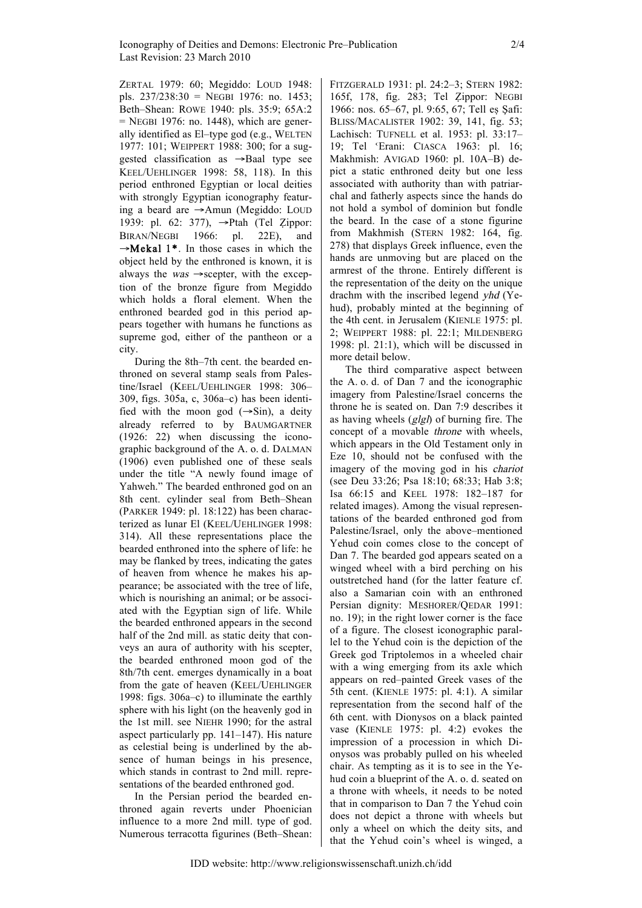ZERTAL 1979: 60; Megiddo: LOUD 1948: pls. 237/238:30 = NEGBI 1976: no. 1453; Beth–Shean: ROWE 1940: pls. 35:9; 65A:2 = NEGBI 1976: no. 1448), which are generally identified as El–type god (e.g., WELTEN 1977: 101; WEIPPERT 1988: 300; for a suggested classification as →Baal type see KEEL/UEHLINGER 1998: 58, 118). In this period enthroned Egyptian or local deities with strongly Egyptian iconography featuring a beard are →Amun (Megiddo: LOUD 1939: pl. 62: 377), →Ptah (Tel Ẓippor: BIRAN/NEGBI 1966: pl. 22E), and →**Mekal 1***. In those cases in which the object held by the enthroned is known, it is always the *was* →scepter, with the exception of the bronze figure from Megiddo which holds a floral element. When the enthroned bearded god in this period appears together with humans he functions as supreme god, either of the pantheon or a city.

During the 8th–7th cent. the bearded enthroned on several stamp seals from Palestine/Israel (KEEL/UEHLINGER 1998: 306–309, figs. 305a, c, 306a–c) has been identified with the moon god (→Sin), a deity already referred to by BAUMGARTNER (1926: 22) when discussing the iconographic background of the A. o. d. DALMAN (1906) even published one of these seals under the title "A newly found image of Yahweh." The bearded enthroned god on an 8th cent. cylinder seal from Beth–Shean (PARKER 1949: pl. 18:122) has been characterized as lunar El (KEEL/UEHLINGER 1998: 314). All these representations place the bearded enthroned into the sphere of life: he may be flanked by trees, indicating the gates of heaven from whence he makes his appearance; be associated with the tree of life, which is nourishing an animal; or be associated with the Egyptian sign of life. While the bearded enthroned appears in the second half of the 2nd mill. as static deity that conveys an aura of authority with his scepter, the bearded enthroned moon god of the 8th/7th cent. emerges dynamically in a boat from the gate of heaven (KEEL/UEHLINGER 1998: figs. 306a–c) to illuminate the earthly sphere with his light (on the heavenly god in the 1st mill. see NIEHR 1990; for the astral aspect particularly pp. 141–147). His nature as celestial being is underlined by the absence of human beings in his presence, which stands in contrast to 2nd mill. representations of the bearded enthroned god.

In the Persian period the bearded enthroned again reverts under Phoenician influence to a more 2nd mill. type of god. Numerous terracotta figurines (Beth–Shean: FITZGERALD 1931: pl. 24:2–3; STERN 1982: 165f, 178, fig. 283; Tel Ẓippor: NEGBI 1966: nos. 65–67, pl. 9:65, 67; Tell eṣ Ṣafi: BLISS/MACALISTER 1902: 39, 141, fig. 53; Lachisch: TUFNELL et al. 1953: pl. 33:17–19; Tel ʿErani: CIASCA 1963: pl. 16; Makhmish: AVIGAD 1960: pl. 10A–B) depict a static enthroned deity but one less associated with authority than with patriarchal and fatherly aspects since the hands do not hold a symbol of dominion but fondle the beard. In the case of a stone figurine from Makhmish (STERN 1982: 164, fig. 278) that displays Greek influence, even the hands are unmoving but are placed on the armrest of the throne. Entirely different is the representation of the deity on the unique drachm with the inscribed legend *yhd* (Yehud), probably minted at the beginning of the 4th cent. in Jerusalem (KIENLE 1975: pl. 2; WEIPPERT 1988: pl. 22:1; MILDENBERG 1998: pl. 21:1), which will be discussed in more detail below.

The third comparative aspect between the A. o. d. of Dan 7 and the iconographic imagery from Palestine/Israel concerns the throne he is seated on. Dan 7:9 describes it as having wheels (*glgl*) of burning fire. The concept of a movable *throne* with wheels, which appears in the Old Testament only in Eze 10, should not be confused with the imagery of the moving god in his *chariot* (see Deu 33:26; Psa 18:10; 68:33; Hab 3:8; Isa 66:15 and KEEL 1978: 182–187 for related images). Among the visual representations of the bearded enthroned god from Palestine/Israel, only the above–mentioned Yehud coin comes close to the concept of Dan 7. The bearded god appears seated on a winged wheel with a bird perching on his outstretched hand (for the latter feature cf. also a Samarian coin with an enthroned Persian dignity: MESHORER/QEDAR 1991: no. 19); in the right lower corner is the face of a figure. The closest iconographic parallel to the Yehud coin is the depiction of the Greek god Triptolemos in a wheeled chair with a wing emerging from its axle which appears on red–painted Greek vases of the 5th cent. (KIENLE 1975: pl. 4:1). A similar representation from the second half of the 6th cent. with Dionysos on a black painted vase (KIENLE 1975: pl. 4:2) evokes the impression of a procession in which Dionysos was probably pulled on his wheeled chair. As tempting as it is to see in the Yehud coin a blueprint of the A. o. d. seated on a throne with wheels, it needs to be noted that in comparison to Dan 7 the Yehud coin does not depict a throne with wheels but only a wheel on which the deity sits, and that the Yehud coin's wheel is winged, a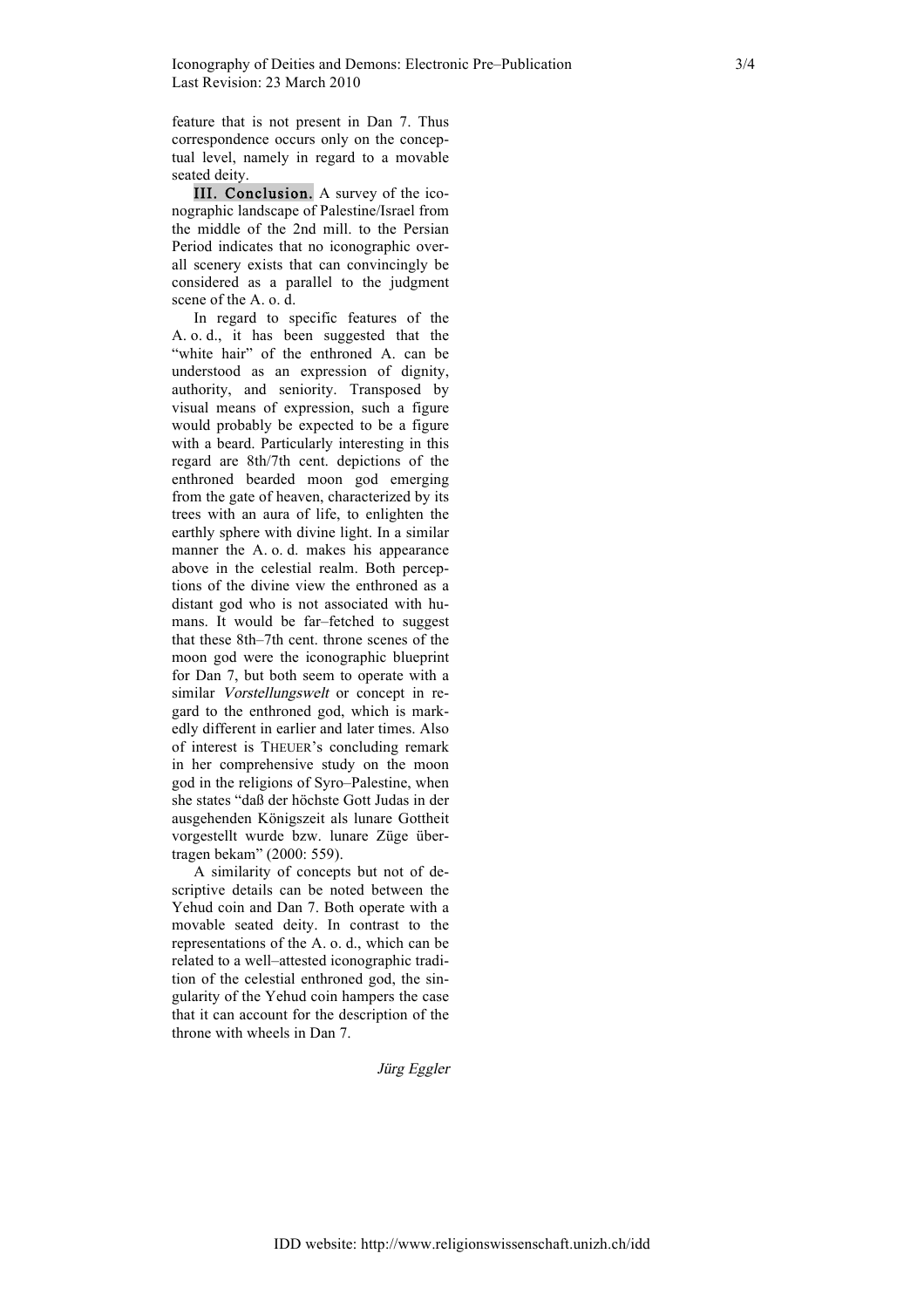feature that is not present in Dan 7. Thus correspondence occurs only on the conceptual level, namely in regard to a movable seated deity.

**III. Conclusion.** A survey of the iconographic landscape of Palestine/Israel from the middle of the 2nd mill. to the Persian Period indicates that no iconographic overall scenery exists that can convincingly be considered as a parallel to the judgment scene of the A. o. d.

In regard to specific features of the A. o. d., it has been suggested that the "white hair" of the enthroned A. can be understood as an expression of dignity, authority, and seniority. Transposed by visual means of expression, such a figure would probably be expected to be a figure with a beard. Particularly interesting in this regard are 8th/7th cent. depictions of the enthroned bearded moon god emerging from the gate of heaven, characterized by its trees with an aura of life, to enlighten the earthly sphere with divine light. In a similar manner the A. o. d. makes his appearance above in the celestial realm. Both perceptions of the divine view the enthroned as a distant god who is not associated with humans. It would be far–fetched to suggest that these 8th–7th cent. throne scenes of the moon god were the iconographic blueprint for Dan 7, but both seem to operate with a similar *Vorstellungswelt* or concept in regard to the enthroned god, which is markedly different in earlier and later times. Also of interest is THEUER's concluding remark in her comprehensive study on the moon god in the religions of Syro–Palestine, when she states "daß der höchste Gott Judas in der ausgehenden Königszeit als lunare Gottheit vorgestellt wurde bzw. lunare Züge übertragen bekam" (2000: 559).

A similarity of concepts but not of descriptive details can be noted between the Yehud coin and Dan 7. Both operate with a movable seated deity. In contrast to the representations of the A. o. d., which can be related to a well–attested iconographic tradition of the celestial enthroned god, the singularity of the Yehud coin hampers the case that it can account for the description of the throne with wheels in Dan 7.

*Jürg Eggler*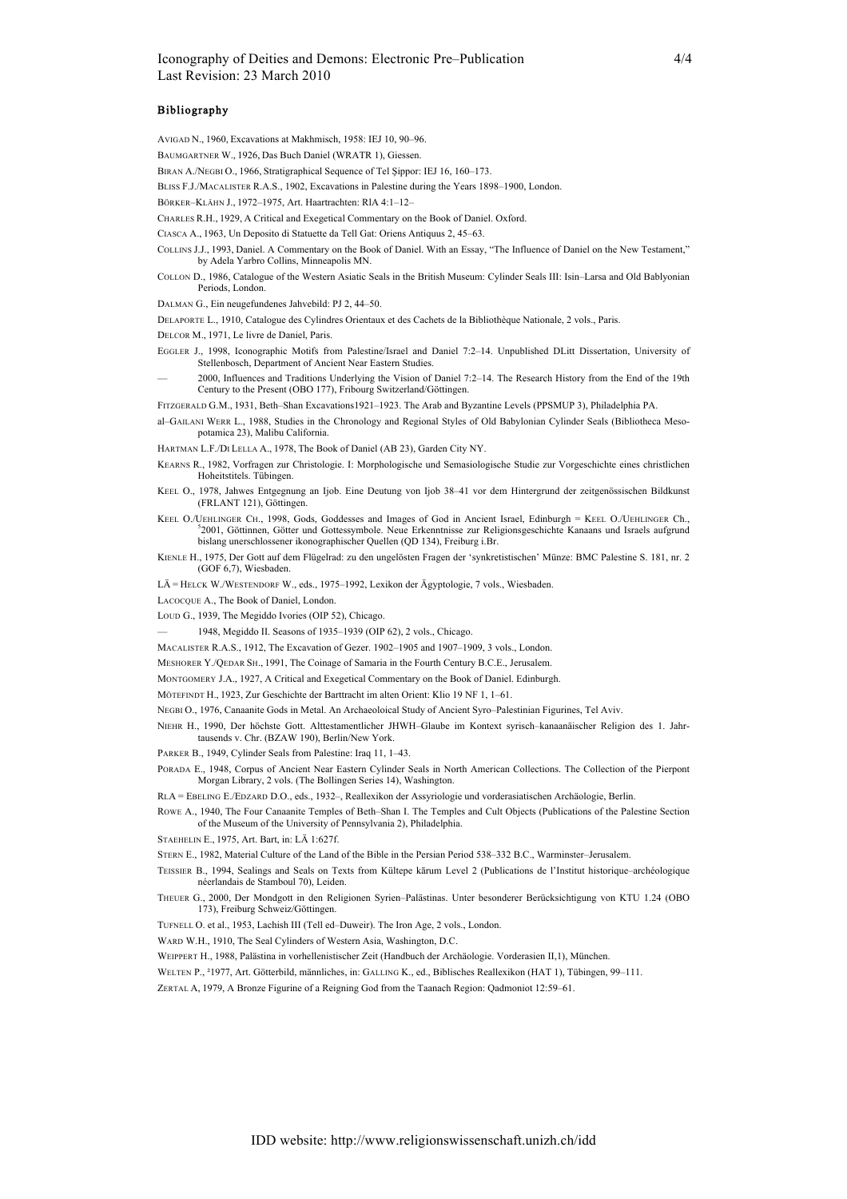## Bibliography

AVIGAD N., 1960, Excavations at Makhmisch, 1958: IEJ 10, 90–96.

BAUMGARTNER W., 1926, Das Buch Daniel (WRATR 1), Giessen.

BIRAN A./NEGBI O., 1966, Stratigraphical Sequence of Tel Şippor: IEJ 16, 160–173.

BLISS F.J./MACALISTER R.A.S., 1902, Excavations in Palestine during the Years 1898–1900, London.

BÖRKER–KLÄHN J., 1972–1975, Art. Haartrachten: RlA 4:1–12–

CHARLES R.H., 1929, A Critical and Exegetical Commentary on the Book of Daniel. Oxford.

CIASCA A., 1963, Un Deposito di Statuette da Tell Gat: Oriens Antiquus 2, 45–63.

COLLINS J.J., 1993, Daniel. A Commentary on the Book of Daniel. With an Essay, "The Influence of Daniel on the New Testament," by Adela Yarbro Collins, Minneapolis MN.

COLLON D., 1986, Catalogue of the Western Asiatic Seals in the British Museum: Cylinder Seals III: Isin–Larsa and Old Bablyonian Periods, London.

DALMAN G., Ein neugefundenes Jahvebild: PJ 2, 44–50.

DELAPORTE L., 1910, Catalogue des Cylindres Orientaux et des Cachets de la Bibliothèque Nationale, 2 vols., Paris.

DELCOR M., 1971, Le livre de Daniel, Paris.

EGGLER J., 1998, Iconographic Motifs from Palestine/Israel and Daniel 7:2–14. Unpublished DLitt Dissertation, University of Stellenbosch, Department of Ancient Near Eastern Studies.

— 2000, Influences and Traditions Underlying the Vision of Daniel 7:2–14. The Research History from the End of the 19th Century to the Present (OBO 177), Fribourg Switzerland/Göttingen.

FITZGERALD G.M., 1931, Beth–Shan Excavations1921–1923. The Arab and Byzantine Levels (PPSMUP 3), Philadelphia PA.

al–GAILANI WERR L., 1988, Studies in the Chronology and Regional Styles of Old Babylonian Cylinder Seals (Bibliotheca Mesopotamica 23), Malibu California.

HARTMAN L.F./DI LELLA A., 1978, The Book of Daniel (AB 23), Garden City NY.

KEARNS R., 1982, Vorfragen zur Christologie. I: Morphologische und Semasiologische Studie zur Vorgeschichte eines christlichen Hoheitstitels. Tübingen.

KEEL O., 1978, Jahwes Entgegnung an Ijob. Eine Deutung von Ijob 38–41 vor dem Hintergrund der zeitgenössischen Bildkunst (FRLANT 121), Göttingen.

KEEL O./UEHLINGER CH., 1998, Gods, Goddesses and Images of God in Ancient Israel, Edinburgh = KEEL O./UEHLINGER Ch., [5]2001, Göttinnen, Götter und Gottessymbole. Neue Erkenntnisse zur Religionsgeschichte Kanaans und Israels aufgrund bislang unerschlossener ikonographischer Quellen (QD 134), Freiburg i.Br.

KIENLE H., 1975, Der Gott auf dem Flügelrad: zu den ungelösten Fragen der 'synkretistischen' Münze: BMC Palestine S. 181, nr. 2 (GOF 6,7), Wiesbaden.

LÄ = HELCK W./WESTENDORF W., eds., 1975–1992, Lexikon der Ägyptologie, 7 vols., Wiesbaden.

LACOCQUE A., The Book of Daniel, London.

LOUD G., 1939, The Megiddo Ivories (OIP 52), Chicago.

— 1948, Megiddo II. Seasons of 1935–1939 (OIP 62), 2 vols., Chicago.

MACALISTER R.A.S., 1912, The Excavation of Gezer. 1902–1905 and 1907–1909, 3 vols., London.

MESHORER Y./QEDAR SH., 1991, The Coinage of Samaria in the Fourth Century B.C.E., Jerusalem.

MONTGOMERY J.A., 1927, A Critical and Exegetical Commentary on the Book of Daniel. Edinburgh.

MÖTEFINDT H., 1923, Zur Geschichte der Barttracht im alten Orient: Klio 19 NF 1, 1–61.

NEGBI O., 1976, Canaanite Gods in Metal. An Archaeoloical Study of Ancient Syro–Palestinian Figurines, Tel Aviv.

NIEHR H., 1990, Der höchste Gott. Alttestamentlicher JHWH–Glaube im Kontext syrisch–kanaanäischer Religion des 1. Jahrtausends v. Chr. (BZAW 190), Berlin/New York.

PARKER B., 1949, Cylinder Seals from Palestine: Iraq 11, 1–43.

PORADA E., 1948, Corpus of Ancient Near Eastern Cylinder Seals in North American Collections. The Collection of the Pierpont Morgan Library, 2 vols. (The Bollingen Series 14), Washington.

RLA = EBELING E./EDZARD D.O., eds., 1932–, Reallexikon der Assyriologie und vorderasiatischen Archäologie, Berlin.

ROWE A., 1940, The Four Canaanite Temples of Beth–Shan I. The Temples and Cult Objects (Publications of the Palestine Section of the Museum of the University of Pennsylvania 2), Philadelphia.

STAEHELIN E., 1975, Art. Bart, in: LÄ 1:627f.

STERN E., 1982, Material Culture of the Land of the Bible in the Persian Period 538–332 B.C., Warminster–Jerusalem.

TEISSIER B., 1994, Sealings and Seals on Texts from Kültepe kārum Level 2 (Publications de l'Institut historique–archéologique néerlandais de Stamboul 70), Leiden.

THEUER G., 2000, Der Mondgott in den Religionen Syrien–Palästinas. Unter besonderer Berücksichtigung von KTU 1.24 (OBO 173), Freiburg Schweiz/Göttingen.

TUFNELL O. et al., 1953, Lachish III (Tell ed–Duweir). The Iron Age, 2 vols., London.

WARD W.H., 1910, The Seal Cylinders of Western Asia, Washington, D.C.

WEIPPERT H., 1988, Palästina in vorhellenistischer Zeit (Handbuch der Archäologie. Vorderasien II,1), München.

WELTEN P., [2]1977, Art. Götterbild, männliches, in: GALLING K., ed., Biblisches Reallexikon (HAT 1), Tübingen, 99–111.

ZERTAL A, 1979, A Bronze Figurine of a Reigning God from the Taanach Region: Qadmoniot 12:59–61.